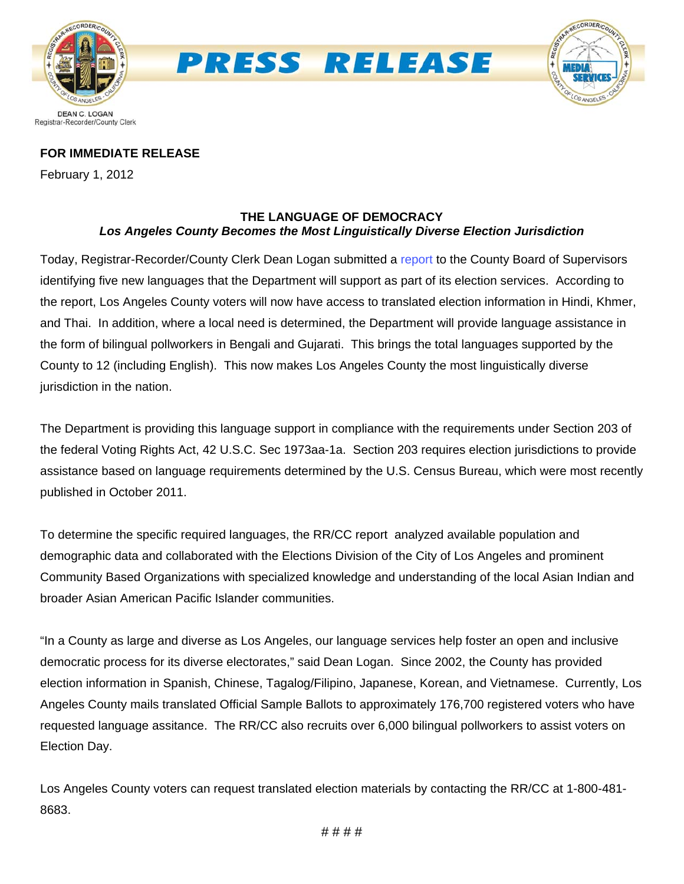DEAN C. LOGAN
Registrar-Recorder/County Clerk

# PRESS RELEASE

**FOR IMMEDIATE RELEASE**

February 1, 2012

## THE LANGUAGE OF DEMOCRACY

***Los Angeles County Becomes the Most Linguistically Diverse Election Jurisdiction***

Today, Registrar-Recorder/County Clerk Dean Logan submitted a report to the County Board of Supervisors identifying five new languages that the Department will support as part of its election services. According to the report, Los Angeles County voters will now have access to translated election information in Hindi, Khmer, and Thai. In addition, where a local need is determined, the Department will provide language assistance in the form of bilingual pollworkers in Bengali and Gujarati. This brings the total languages supported by the County to 12 (including English). This now makes Los Angeles County the most linguistically diverse jurisdiction in the nation.

The Department is providing this language support in compliance with the requirements under Section 203 of the federal Voting Rights Act, 42 U.S.C. Sec 1973aa-1a. Section 203 requires election jurisdictions to provide assistance based on language requirements determined by the U.S. Census Bureau, which were most recently published in October 2011.

To determine the specific required languages, the RR/CC report analyzed available population and demographic data and collaborated with the Elections Division of the City of Los Angeles and prominent Community Based Organizations with specialized knowledge and understanding of the local Asian Indian and broader Asian American Pacific Islander communities.

"In a County as large and diverse as Los Angeles, our language services help foster an open and inclusive democratic process for its diverse electorates," said Dean Logan. Since 2002, the County has provided election information in Spanish, Chinese, Tagalog/Filipino, Japanese, Korean, and Vietnamese. Currently, Los Angeles County mails translated Official Sample Ballots to approximately 176,700 registered voters who have requested language assitance. The RR/CC also recruits over 6,000 bilingual pollworkers to assist voters on Election Day.

Los Angeles County voters can request translated election materials by contacting the RR/CC at 1-800-481-8683.

# # # #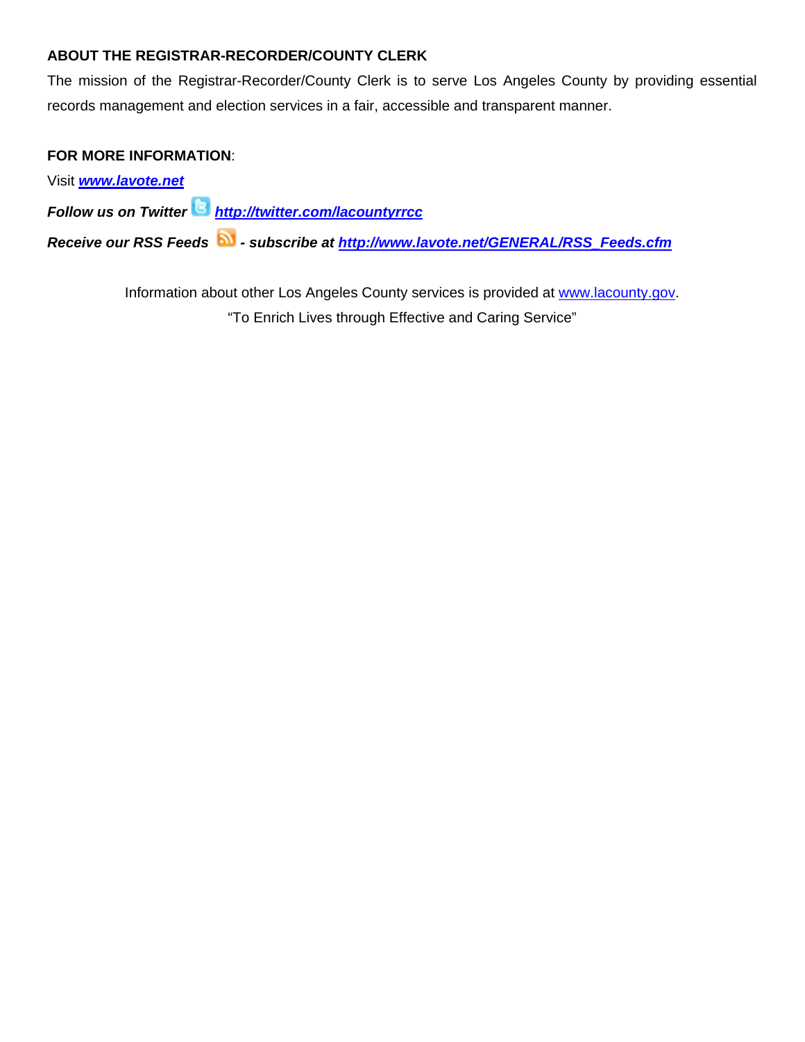**ABOUT THE REGISTRAR-RECORDER/COUNTY CLERK**

The mission of the Registrar-Recorder/County Clerk is to serve Los Angeles County by providing essential records management and election services in a fair, accessible and transparent manner.

**FOR MORE INFORMATION**:

Visit ***www.lavote.net***

***Follow us on Twitter*** ***http://twitter.com/lacountyrrcc***

***Receive our RSS Feeds*** ***- subscribe at http://www.lavote.net/GENERAL/RSS_Feeds.cfm***

Information about other Los Angeles County services is provided at www.lacounty.gov.

"To Enrich Lives through Effective and Caring Service"